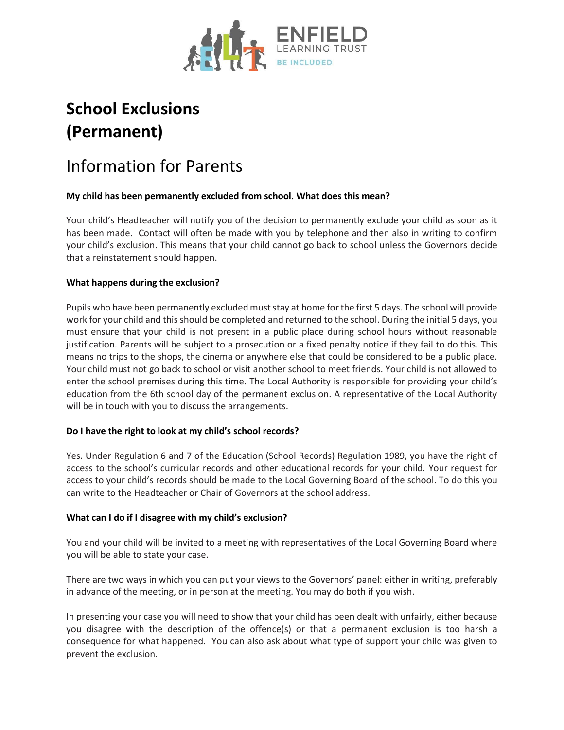# School Exclusions (Permanent)

## Information for Parents

**My child has been permanently excluded from school. What does this mean?**

Your child's Headteacher will notify you of the decision to permanently exclude your child as soon as it has been made. Contact will often be made with you by telephone and then also in writing to confirm your child's exclusion. This means that your child cannot go back to school unless the Governors decide that a reinstatement should happen.

**What happens during the exclusion?**

Pupils who have been permanently excluded must stay at home for the first 5 days. The school will provide work for your child and this should be completed and returned to the school. During the initial 5 days, you must ensure that your child is not present in a public place during school hours without reasonable justification. Parents will be subject to a prosecution or a fixed penalty notice if they fail to do this. This means no trips to the shops, the cinema or anywhere else that could be considered to be a public place. Your child must not go back to school or visit another school to meet friends. Your child is not allowed to enter the school premises during this time. The Local Authority is responsible for providing your child's education from the 6th school day of the permanent exclusion. A representative of the Local Authority will be in touch with you to discuss the arrangements.

**Do I have the right to look at my child's school records?**

Yes. Under Regulation 6 and 7 of the Education (School Records) Regulation 1989, you have the right of access to the school's curricular records and other educational records for your child. Your request for access to your child's records should be made to the Local Governing Board of the school. To do this you can write to the Headteacher or Chair of Governors at the school address.

**What can I do if I disagree with my child's exclusion?**

You and your child will be invited to a meeting with representatives of the Local Governing Board where you will be able to state your case.

There are two ways in which you can put your views to the Governors' panel: either in writing, preferably in advance of the meeting, or in person at the meeting. You may do both if you wish.

In presenting your case you will need to show that your child has been dealt with unfairly, either because you disagree with the description of the offence(s) or that a permanent exclusion is too harsh a consequence for what happened. You can also ask about what type of support your child was given to prevent the exclusion.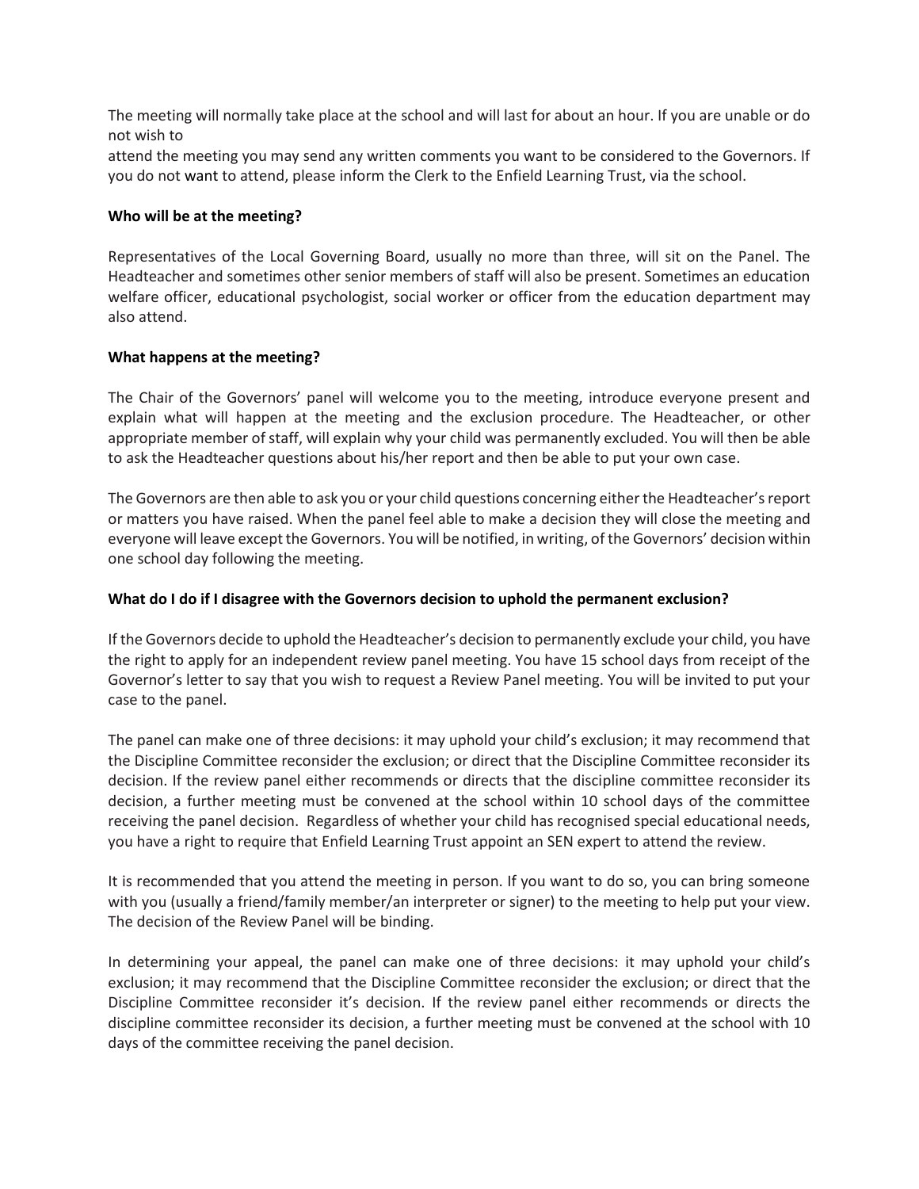The meeting will normally take place at the school and will last for about an hour. If you are unable or do not wish to
attend the meeting you may send any written comments you want to be considered to the Governors. If you do not want to attend, please inform the Clerk to the Enfield Learning Trust, via the school.

**Who will be at the meeting?**

Representatives of the Local Governing Board, usually no more than three, will sit on the Panel. The Headteacher and sometimes other senior members of staff will also be present. Sometimes an education welfare officer, educational psychologist, social worker or officer from the education department may also attend.

**What happens at the meeting?**

The Chair of the Governors' panel will welcome you to the meeting, introduce everyone present and explain what will happen at the meeting and the exclusion procedure. The Headteacher, or other appropriate member of staff, will explain why your child was permanently excluded. You will then be able to ask the Headteacher questions about his/her report and then be able to put your own case.

The Governors are then able to ask you or your child questions concerning either the Headteacher's report or matters you have raised. When the panel feel able to make a decision they will close the meeting and everyone will leave except the Governors. You will be notified, in writing, of the Governors' decision within one school day following the meeting.

**What do I do if I disagree with the Governors decision to uphold the permanent exclusion?**

If the Governors decide to uphold the Headteacher's decision to permanently exclude your child, you have the right to apply for an independent review panel meeting. You have 15 school days from receipt of the Governor's letter to say that you wish to request a Review Panel meeting. You will be invited to put your case to the panel.

The panel can make one of three decisions: it may uphold your child's exclusion; it may recommend that the Discipline Committee reconsider the exclusion; or direct that the Discipline Committee reconsider its decision. If the review panel either recommends or directs that the discipline committee reconsider its decision, a further meeting must be convened at the school within 10 school days of the committee receiving the panel decision. Regardless of whether your child has recognised special educational needs, you have a right to require that Enfield Learning Trust appoint an SEN expert to attend the review.

It is recommended that you attend the meeting in person. If you want to do so, you can bring someone with you (usually a friend/family member/an interpreter or signer) to the meeting to help put your view. The decision of the Review Panel will be binding.

In determining your appeal, the panel can make one of three decisions: it may uphold your child's exclusion; it may recommend that the Discipline Committee reconsider the exclusion; or direct that the Discipline Committee reconsider it's decision. If the review panel either recommends or directs the discipline committee reconsider its decision, a further meeting must be convened at the school with 10 days of the committee receiving the panel decision.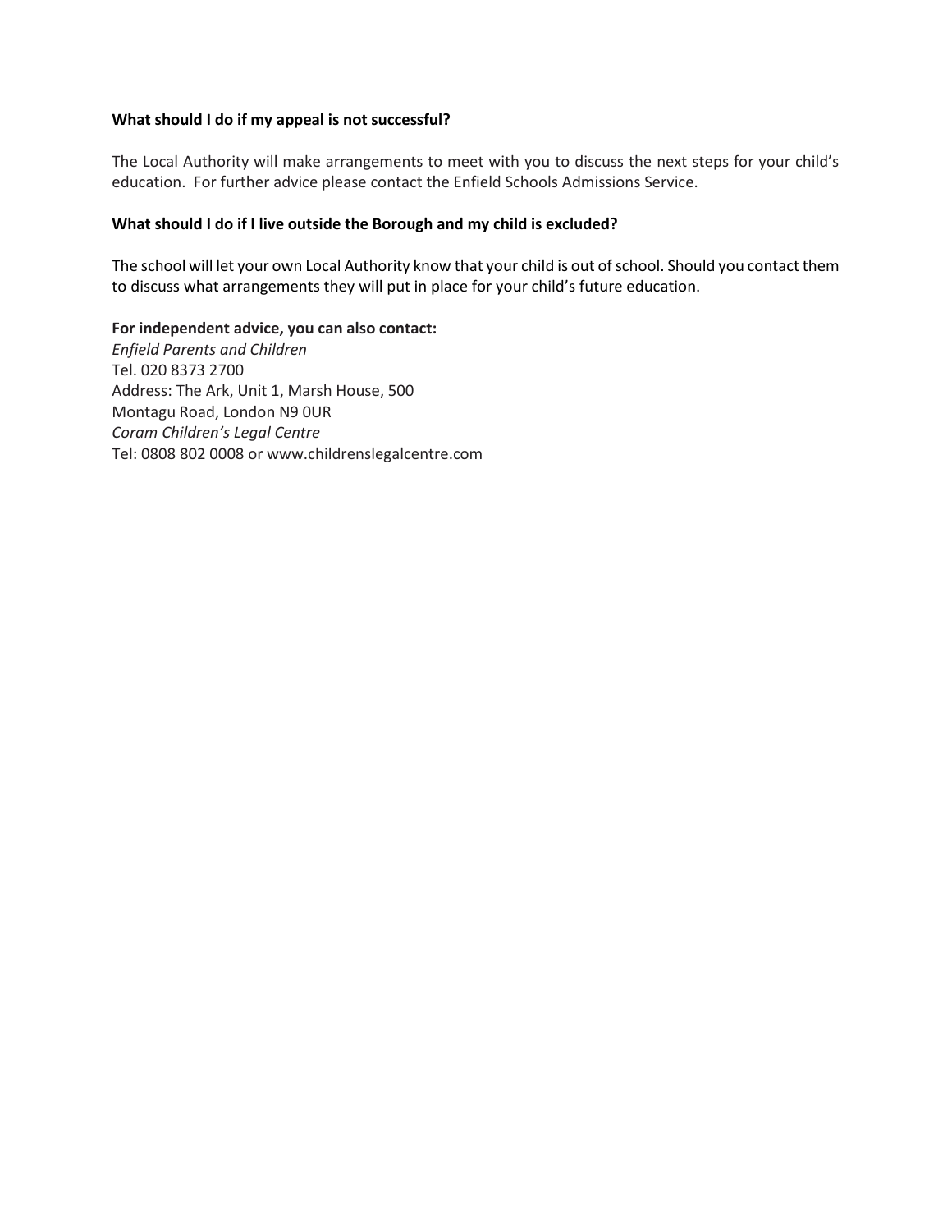**What should I do if my appeal is not successful?**

The Local Authority will make arrangements to meet with you to discuss the next steps for your child's education. For further advice please contact the Enfield Schools Admissions Service.

**What should I do if I live outside the Borough and my child is excluded?**

The school will let your own Local Authority know that your child is out of school. Should you contact them to discuss what arrangements they will put in place for your child's future education.

**For independent advice, you can also contact:**
*Enfield Parents and Children*
Tel. 020 8373 2700
Address: The Ark, Unit 1, Marsh House, 500
Montagu Road, London N9 0UR
*Coram Children's Legal Centre*
Tel: 0808 802 0008 or www.childrenslegalcentre.com